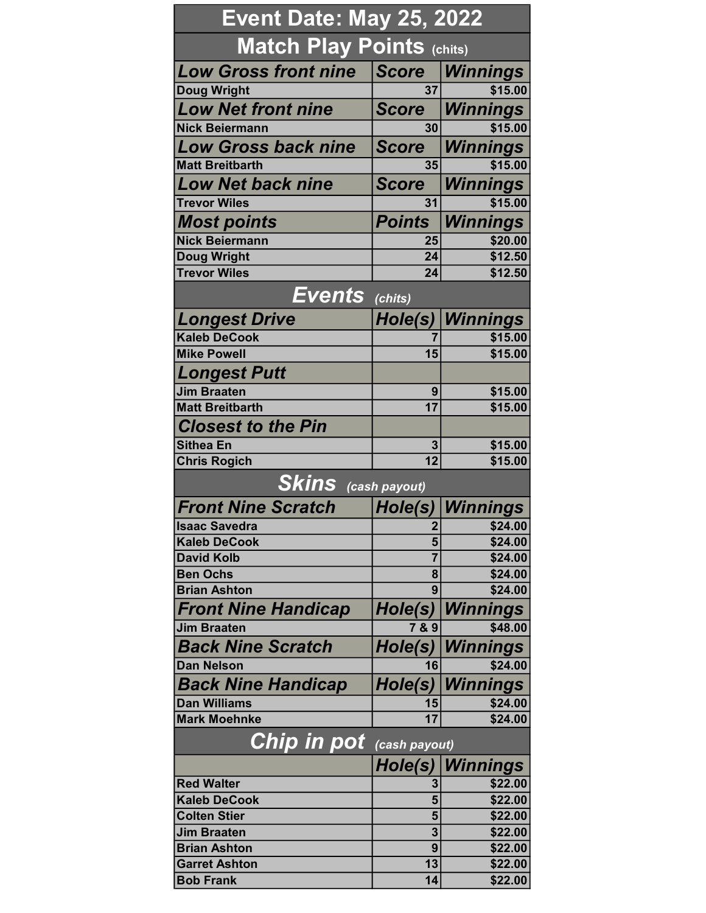# Event Date: May 25, 2022

## Match Play Points (chits)

| Low Gross front nine | Score | Winnings |
|---|---|---|
| Doug Wright | 37 | $15.00 |
| **Low Net front nine** | **Score** | **Winnings** |
| Nick Beiermann | 30 | $15.00 |
| **Low Gross back nine** | **Score** | **Winnings** |
| Matt Breitbarth | 35 | $15.00 |
| **Low Net back nine** | **Score** | **Winnings** |
| Trevor Wiles | 31 | $15.00 |
| **Most points** | **Points** | **Winnings** |
| Nick Beiermann | 25 | $20.00 |
| Doug Wright | 24 | $12.50 |
| Trevor Wiles | 24 | $12.50 |

## Events (chits)

| Longest Drive | Hole(s) | Winnings |
|---|---|---|
| Kaleb DeCook | 7 | $15.00 |
| Mike Powell | 15 | $15.00 |
| **Longest Putt** | | |
| Jim Braaten | 9 | $15.00 |
| Matt Breitbarth | 17 | $15.00 |
| **Closest to the Pin** | | |
| Sithea En | 3 | $15.00 |
| Chris Rogich | 12 | $15.00 |

## Skins (cash payout)

| Front Nine Scratch | Hole(s) | Winnings |
|---|---|---|
| Isaac Savedra | 2 | $24.00 |
| Kaleb DeCook | 5 | $24.00 |
| David Kolb | 7 | $24.00 |
| Ben Ochs | 8 | $24.00 |
| Brian Ashton | 9 | $24.00 |
| **Front Nine Handicap** | **Hole(s)** | **Winnings** |
| Jim Braaten | 7 & 9 | $48.00 |
| **Back Nine Scratch** | **Hole(s)** | **Winnings** |
| Dan Nelson | 16 | $24.00 |
| **Back Nine Handicap** | **Hole(s)** | **Winnings** |
| Dan Williams | 15 | $24.00 |
| Mark Moehnke | 17 | $24.00 |

## Chip in pot (cash payout)

| | Hole(s) | Winnings |
|---|---|---|
| Red Walter | 3 | $22.00 |
| Kaleb DeCook | 5 | $22.00 |
| Colten Stier | 5 | $22.00 |
| Jim Braaten | 3 | $22.00 |
| Brian Ashton | 9 | $22.00 |
| Garret Ashton | 13 | $22.00 |
| Bob Frank | 14 | $22.00 |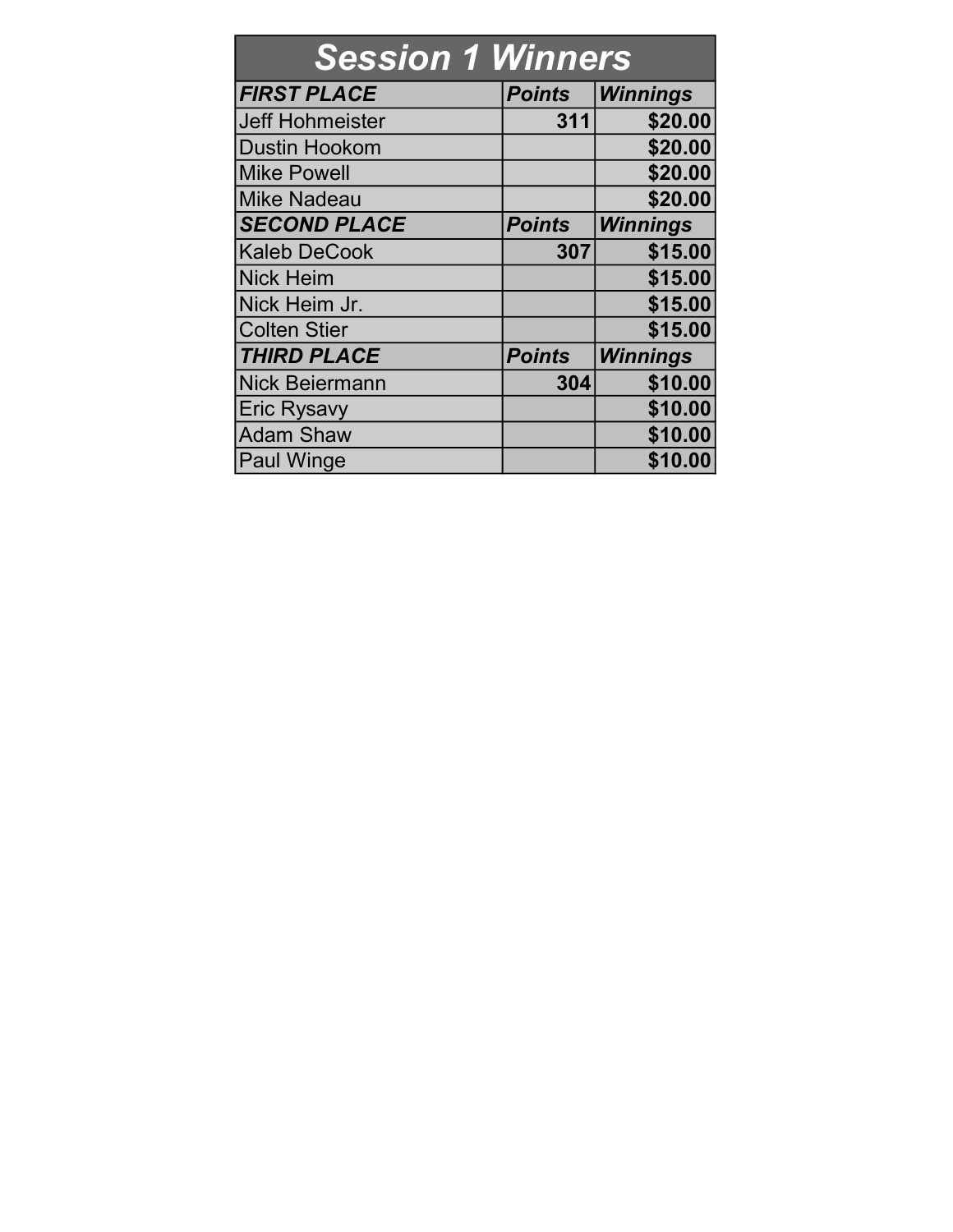# Session 1 Winners

| FIRST PLACE | Points | Winnings |
| --- | --- | --- |
| Jeff Hohmeister | 311 | $20.00 |
| Dustin Hookom | | $20.00 |
| Mike Powell | | $20.00 |
| Mike Nadeau | | $20.00 |
| **SECOND PLACE** | **Points** | **Winnings** |
| Kaleb DeCook | 307 | $15.00 |
| Nick Heim | | $15.00 |
| Nick Heim Jr. | | $15.00 |
| Colten Stier | | $15.00 |
| **THIRD PLACE** | **Points** | **Winnings** |
| Nick Beiermann | 304 | $10.00 |
| Eric Rysavy | | $10.00 |
| Adam Shaw | | $10.00 |
| Paul Winge | | $10.00 |